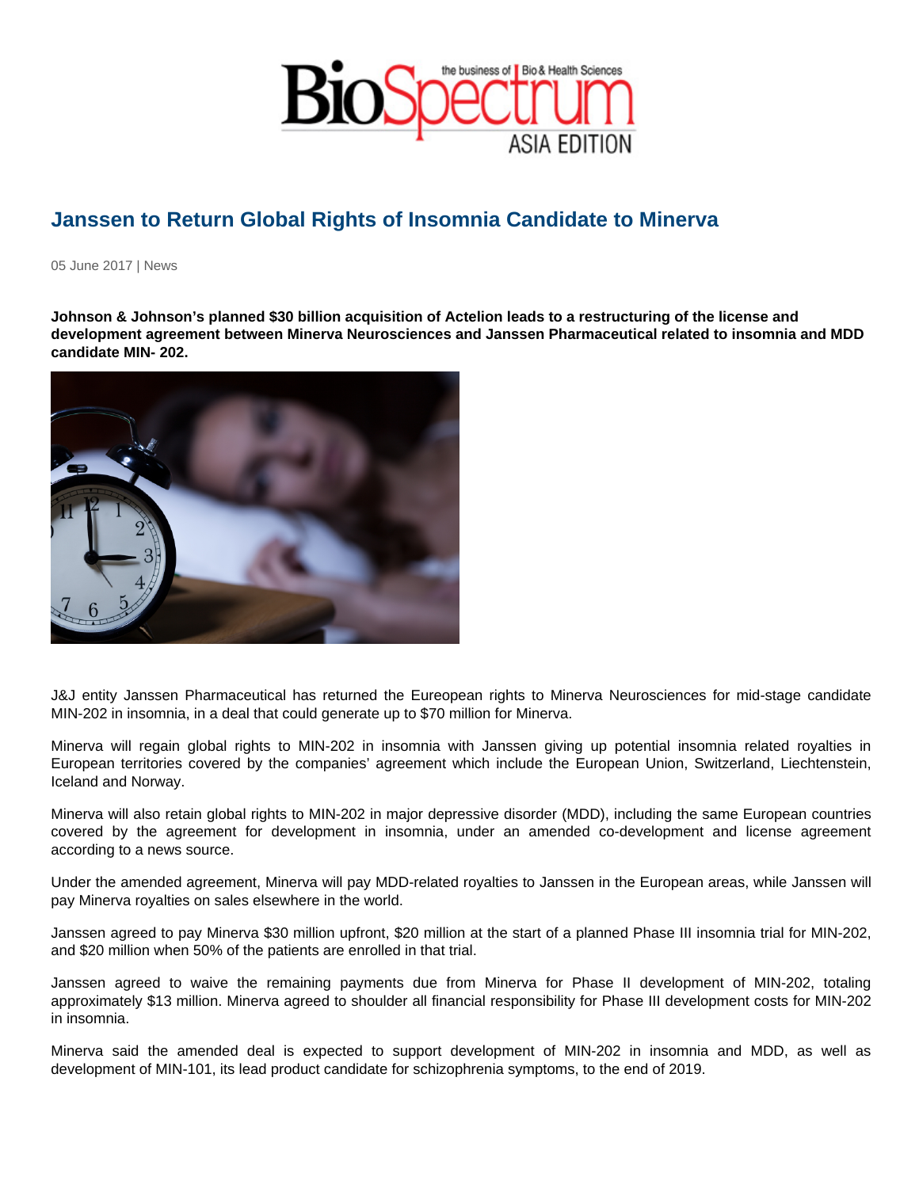# Janssen to Return Global Rights of Insomnia Candidate to Minerva

05 June 2017 | News

**Johnson & Johnson's planned $30 billion acquisition of Actelion leads to a restructuring of the license and development agreement between Minerva Neurosciences and Janssen Pharmaceutical related to insomnia and MDD candidate MIN- 202.**

J&J entity Janssen Pharmaceutical has returned the Eureopean rights to Minerva Neurosciences for mid-stage candidate MIN-202 in insomnia, in a deal that could generate up to $70 million for Minerva.

Minerva will regain global rights to MIN-202 in insomnia with Janssen giving up potential insomnia related royalties in European territories covered by the companies' agreement which include the European Union, Switzerland, Liechtenstein, Iceland and Norway.

Minerva will also retain global rights to MIN-202 in major depressive disorder (MDD), including the same European countries covered by the agreement for development in insomnia, under an amended co-development and license agreement according to a news source.

Under the amended agreement, Minerva will pay MDD-related royalties to Janssen in the European areas, while Janssen will pay Minerva royalties on sales elsewhere in the world.

Janssen agreed to pay Minerva $30 million upfront, $20 million at the start of a planned Phase III insomnia trial for MIN-202, and $20 million when 50% of the patients are enrolled in that trial.

Janssen agreed to waive the remaining payments due from Minerva for Phase II development of MIN-202, totaling approximately $13 million. Minerva agreed to shoulder all financial responsibility for Phase III development costs for MIN-202 in insomnia.

Minerva said the amended deal is expected to support development of MIN-202 in insomnia and MDD, as well as development of MIN-101, its lead product candidate for schizophrenia symptoms, to the end of 2019.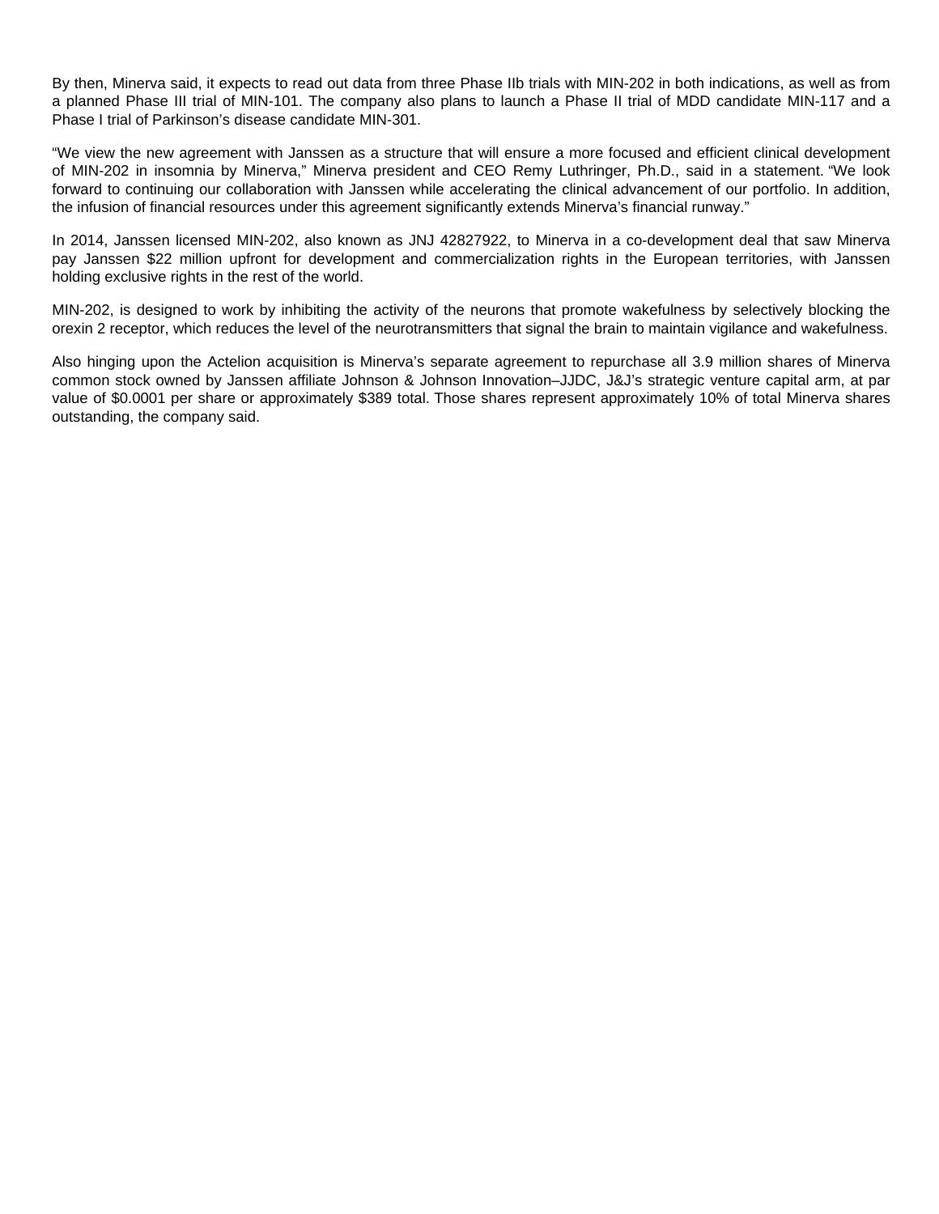By then, Minerva said, it expects to read out data from three Phase IIb trials with MIN-202 in both indications, as well as from a planned Phase III trial of MIN-101. The company also plans to launch a Phase II trial of MDD candidate MIN-117 and a Phase I trial of Parkinson's disease candidate MIN-301.

"We view the new agreement with Janssen as a structure that will ensure a more focused and efficient clinical development of MIN-202 in insomnia by Minerva," Minerva president and CEO Remy Luthringer, Ph.D., said in a statement. "We look forward to continuing our collaboration with Janssen while accelerating the clinical advancement of our portfolio. In addition, the infusion of financial resources under this agreement significantly extends Minerva's financial runway."

In 2014, Janssen licensed MIN-202, also known as JNJ 42827922, to Minerva in a co-development deal that saw Minerva pay Janssen $22 million upfront for development and commercialization rights in the European territories, with Janssen holding exclusive rights in the rest of the world.

MIN-202, is designed to work by inhibiting the activity of the neurons that promote wakefulness by selectively blocking the orexin 2 receptor, which reduces the level of the neurotransmitters that signal the brain to maintain vigilance and wakefulness.

Also hinging upon the Actelion acquisition is Minerva's separate agreement to repurchase all 3.9 million shares of Minerva common stock owned by Janssen affiliate Johnson & Johnson Innovation–JJDC, J&J's strategic venture capital arm, at par value of $0.0001 per share or approximately $389 total. Those shares represent approximately 10% of total Minerva shares outstanding, the company said.